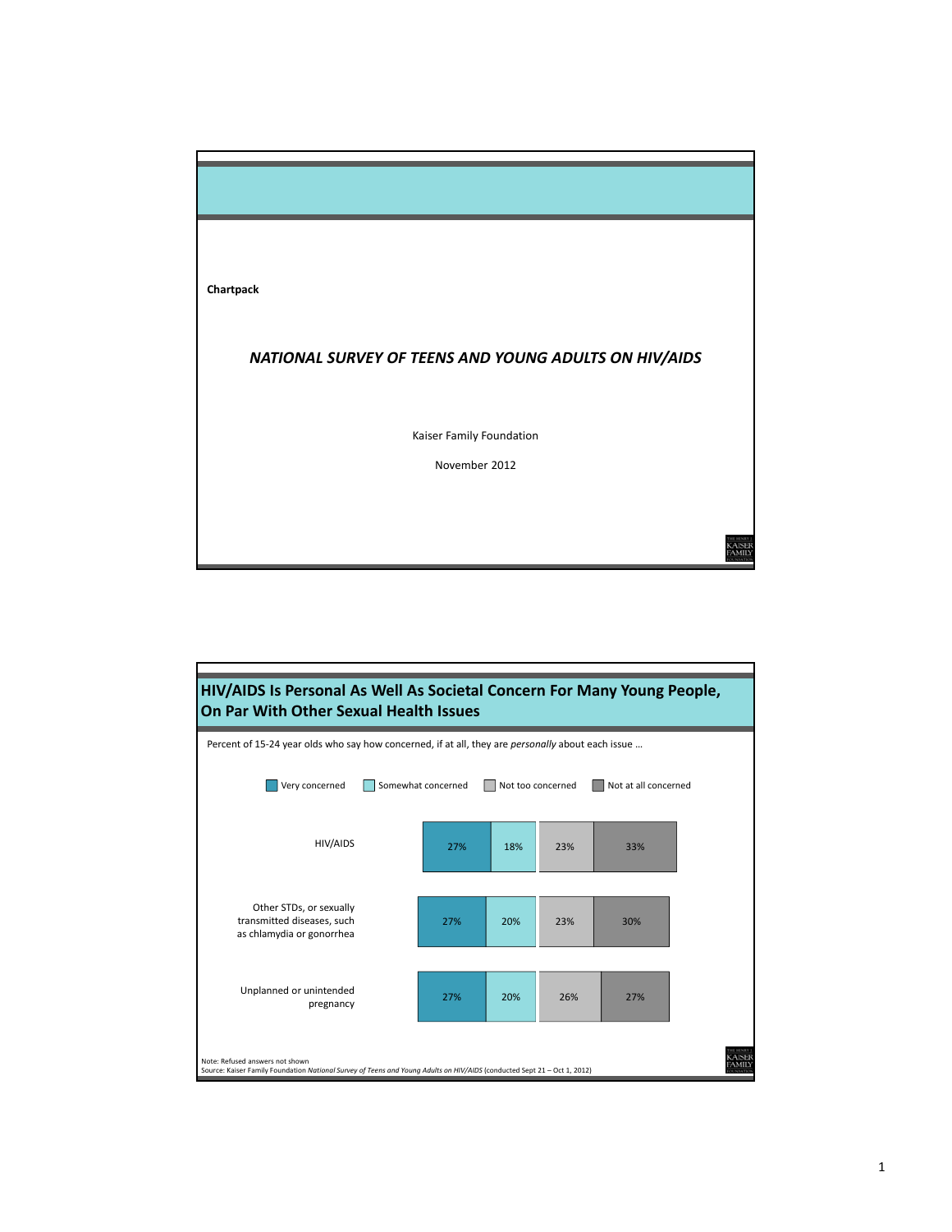Chartpack

## *NATIONAL SURVEY OF TEENS AND YOUNG ADULTS ON HIV/AIDS*

Kaiser Family Foundation

November 2012

## HIV/AIDS Is Personal As Well As Societal Concern For Many Young People, On Par With Other Sexual Health Issues

Percent of 15-24 year olds who say how concerned, if at all, they are *personally* about each issue …

| | Very concerned | Somewhat concerned | Not too concerned | Not at all concerned |
|---|---|---|---|---|
| HIV/AIDS | 27% | 18% | 23% | 33% |
| Other STDs, or sexually transmitted diseases, such as chlamydia or gonorrhea | 27% | 20% | 23% | 30% |
| Unplanned or unintended pregnancy | 27% | 20% | 26% | 27% |

Note: Refused answers not shown
Source: Kaiser Family Foundation *National Survey of Teens and Young Adults on HIV/AIDS* (conducted Sept 21 – Oct 1, 2012)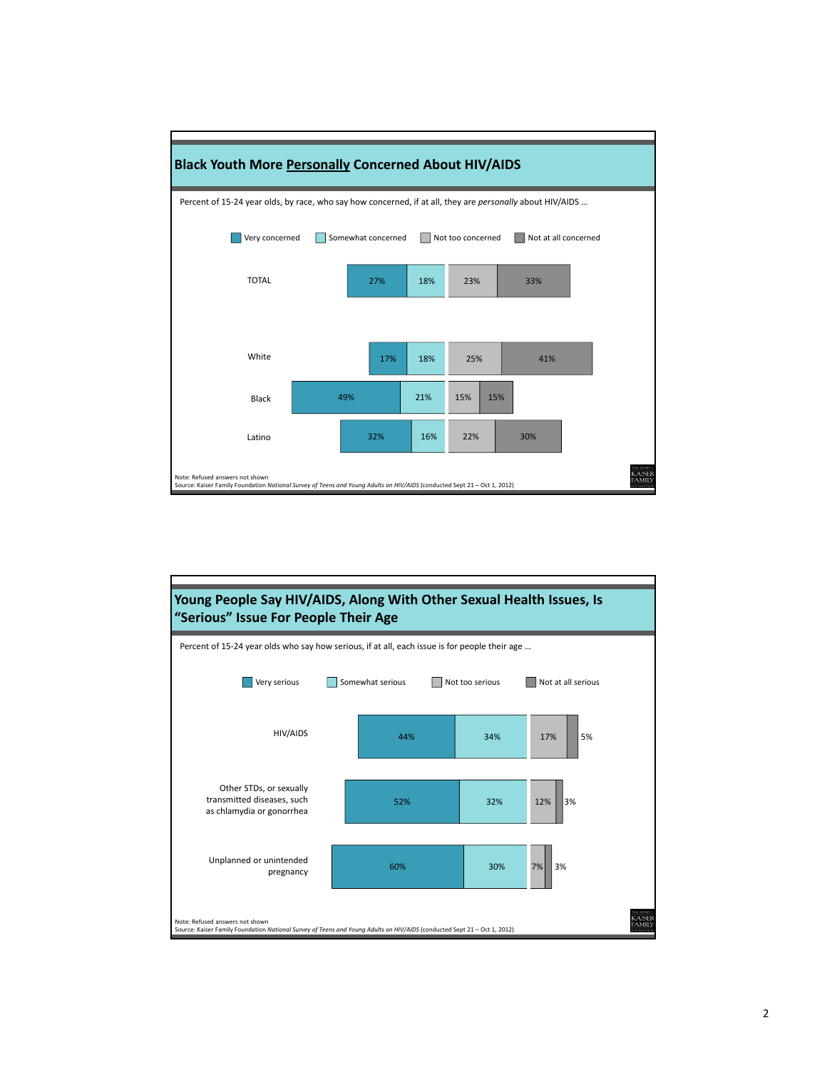## Black Youth More <u>Personally</u> Concerned About HIV/AIDS

Percent of 15-24 year olds, by race, who say how concerned, if at all, they are *personally* about HIV/AIDS …

| | Very concerned | Somewhat concerned | Not too concerned | Not at all concerned |
|---|---|---|---|---|
| TOTAL | 27% | 18% | 23% | 33% |
| White | 17% | 18% | 25% | 41% |
| Black | 49% | 21% | 15% | 15% |
| Latino | 32% | 16% | 22% | 30% |

Note: Refused answers not shown
Source: Kaiser Family Foundation *National Survey of Teens and Young Adults on HIV/AIDS* (conducted Sept 21 – Oct 1, 2012)

## Young People Say HIV/AIDS, Along With Other Sexual Health Issues, Is "Serious" Issue For People Their Age

Percent of 15-24 year olds who say how serious, if at all, each issue is for people their age …

| | Very serious | Somewhat serious | Not too serious | Not at all serious |
|---|---|---|---|---|
| HIV/AIDS | 44% | 34% | 17% | 5% |
| Other STDs, or sexually transmitted diseases, such as chlamydia or gonorrhea | 52% | 32% | 12% | 3% |
| Unplanned or unintended pregnancy | 60% | 30% | 7% | 3% |

Note: Refused answers not shown
Source: Kaiser Family Foundation *National Survey of Teens and Young Adults on HIV/AIDS* (conducted Sept 21 – Oct 1, 2012)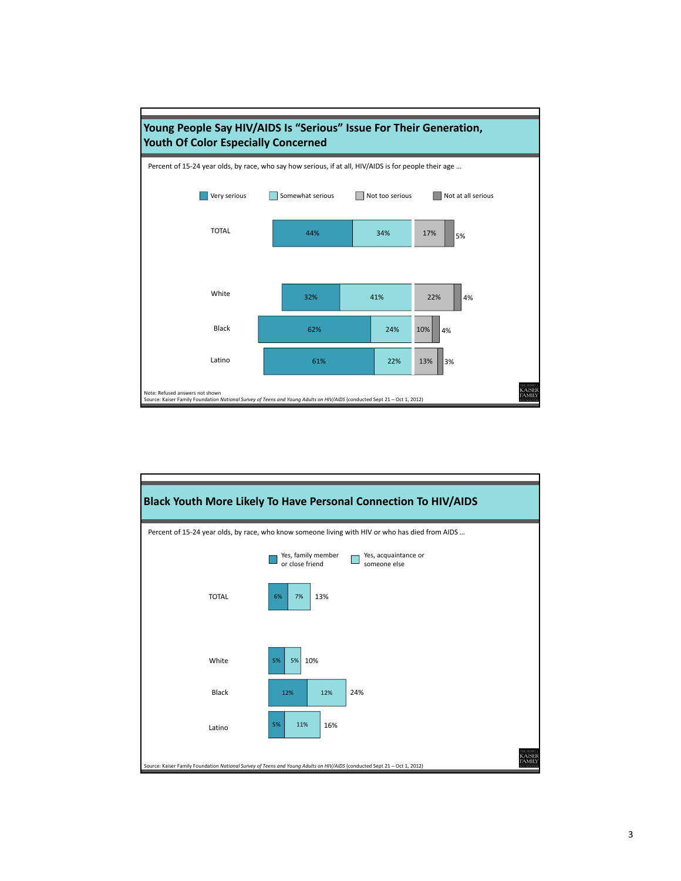## Young People Say HIV/AIDS Is "Serious" Issue For Their Generation, Youth Of Color Especially Concerned

Percent of 15-24 year olds, by race, who say how serious, if at all, HIV/AIDS is for people their age …

| | Very serious | Somewhat serious | Not too serious | Not at all serious |
|---|---|---|---|---|
| TOTAL | 44% | 34% | 17% | 5% |
| White | 32% | 41% | 22% | 4% |
| Black | 62% | 24% | 10% | 4% |
| Latino | 61% | 22% | 13% | 3% |

Note: Refused answers not shown

Source: Kaiser Family Foundation *National Survey of Teens and Young Adults on HIV/AIDS* (conducted Sept 21 – Oct 1, 2012)

## Black Youth More Likely To Have Personal Connection To HIV/AIDS

Percent of 15-24 year olds, by race, who know someone living with HIV or who has died from AIDS …

| | Yes, family member or close friend | Yes, acquaintance or someone else | Total |
|---|---|---|---|
| TOTAL | 6% | 7% | 13% |
| White | 5% | 5% | 10% |
| Black | 12% | 12% | 24% |
| Latino | 5% | 11% | 16% |

Source: Kaiser Family Foundation *National Survey of Teens and Young Adults on HIV/AIDS* (conducted Sept 21 – Oct 1, 2012)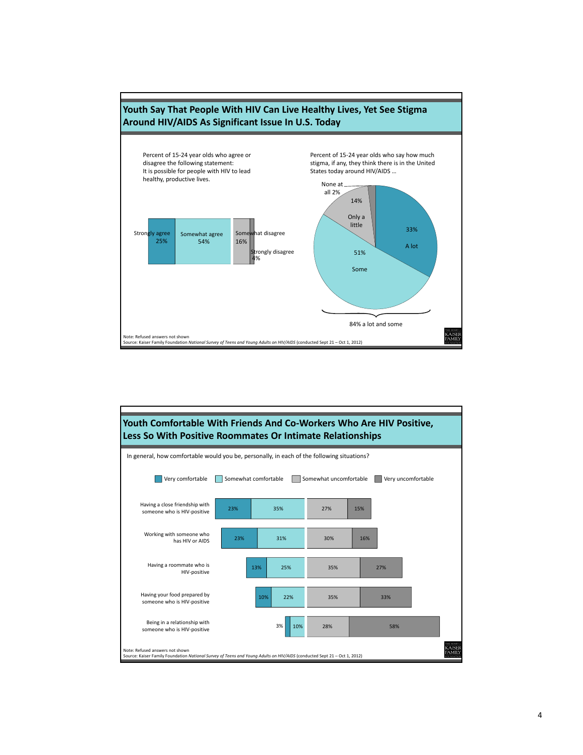## Youth Say That People With HIV Can Live Healthy Lives, Yet See Stigma Around HIV/AIDS As Significant Issue In U.S. Today

Percent of 15-24 year olds who agree or disagree the following statement:
It is possible for people with HIV to lead healthy, productive lives.

| Strongly agree | Somewhat agree | Somewhat disagree | Strongly disagree |
|---|---|---|---|
| 25% | 54% | 16% | 4% |

Percent of 15-24 year olds who say how much stigma, if any, they think there is in the United States today around HIV/AIDS …

| Response | Percent |
|---|---|
| A lot | 33% |
| Some | 51% |
| Only a little | 14% |
| None at all | 2% |

84% a lot and some

Note: Refused answers not shown
Source: Kaiser Family Foundation *National Survey of Teens and Young Adults on HIV/AIDS* (conducted Sept 21 – Oct 1, 2012)

## Youth Comfortable With Friends And Co-Workers Who Are HIV Positive, Less So With Positive Roommates Or Intimate Relationships

In general, how comfortable would you be, personally, in each of the following situations?

| | Very comfortable | Somewhat comfortable | Somewhat uncomfortable | Very uncomfortable |
|---|---|---|---|---|
| Having a close friendship with someone who is HIV-positive | 23% | 35% | 27% | 15% |
| Working with someone who has HIV or AIDS | 23% | 31% | 30% | 16% |
| Having a roommate who is HIV-positive | 13% | 25% | 35% | 27% |
| Having your food prepared by someone who is HIV-positive | 10% | 22% | 35% | 33% |
| Being in a relationship with someone who is HIV-positive | 3% | 10% | 28% | 58% |

Note: Refused answers not shown
Source: Kaiser Family Foundation *National Survey of Teens and Young Adults on HIV/AIDS* (conducted Sept 21 – Oct 1, 2012)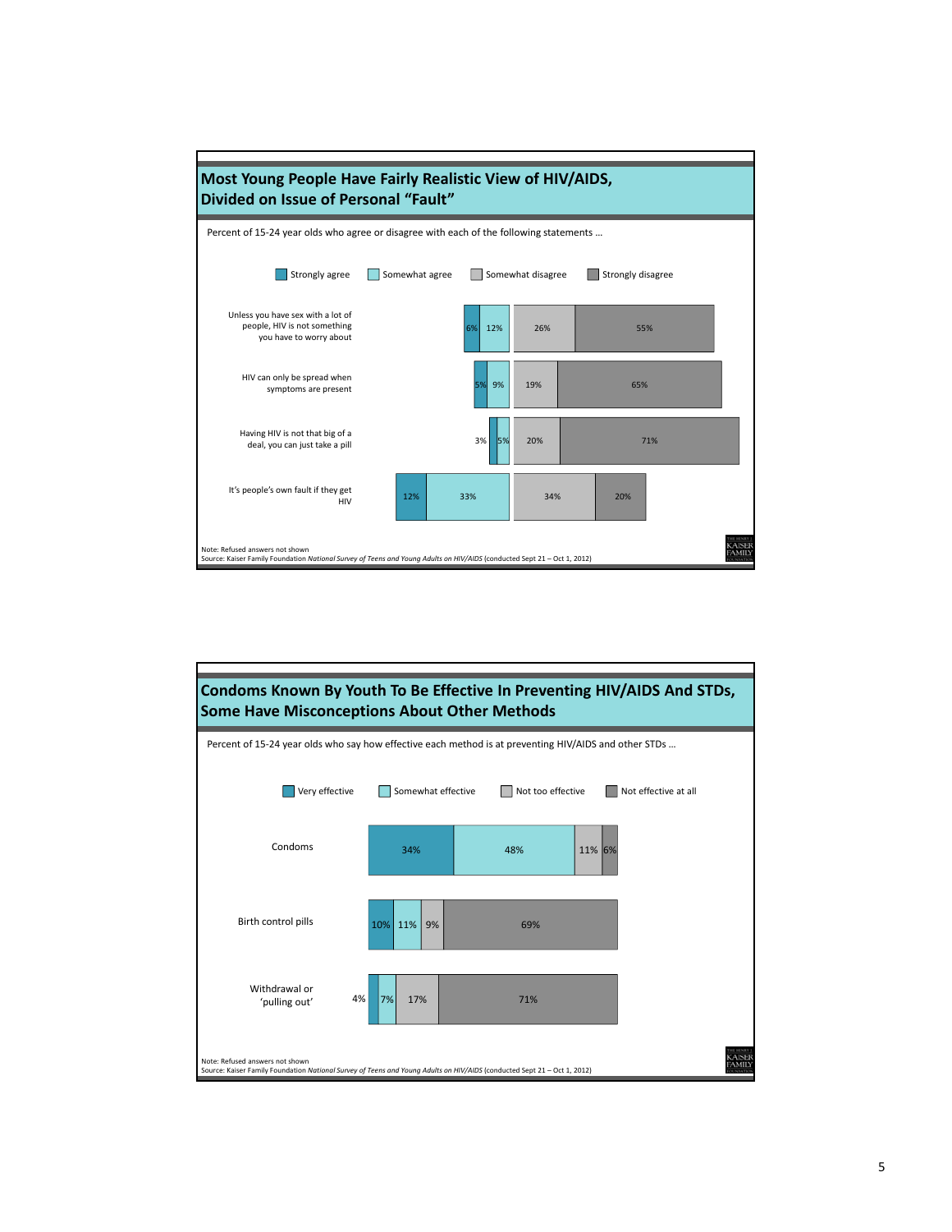## Most Young People Have Fairly Realistic View of HIV/AIDS, Divided on Issue of Personal "Fault"

Percent of 15-24 year olds who agree or disagree with each of the following statements …

| Statement | Strongly agree | Somewhat agree | Somewhat disagree | Strongly disagree |
|---|---|---|---|---|
| Unless you have sex with a lot of people, HIV is not something you have to worry about | 6% | 12% | 26% | 55% |
| HIV can only be spread when symptoms are present | 5% | 9% | 19% | 65% |
| Having HIV is not that big of a deal, you can just take a pill | 3% | 5% | 20% | 71% |
| It's people's own fault if they get HIV | 12% | 33% | 34% | 20% |

Note: Refused answers not shown
Source: Kaiser Family Foundation *National Survey of Teens and Young Adults on HIV/AIDS* (conducted Sept 21 – Oct 1, 2012)

## Condoms Known By Youth To Be Effective In Preventing HIV/AIDS And STDs, Some Have Misconceptions About Other Methods

Percent of 15-24 year olds who say how effective each method is at preventing HIV/AIDS and other STDs …

| Method | Very effective | Somewhat effective | Not too effective | Not effective at all |
|---|---|---|---|---|
| Condoms | 34% | 48% | 11% | 6% |
| Birth control pills | 10% | 11% | 9% | 69% |
| Withdrawal or 'pulling out' | 4% | 7% | 17% | 71% |

Note: Refused answers not shown
Source: Kaiser Family Foundation *National Survey of Teens and Young Adults on HIV/AIDS* (conducted Sept 21 – Oct 1, 2012)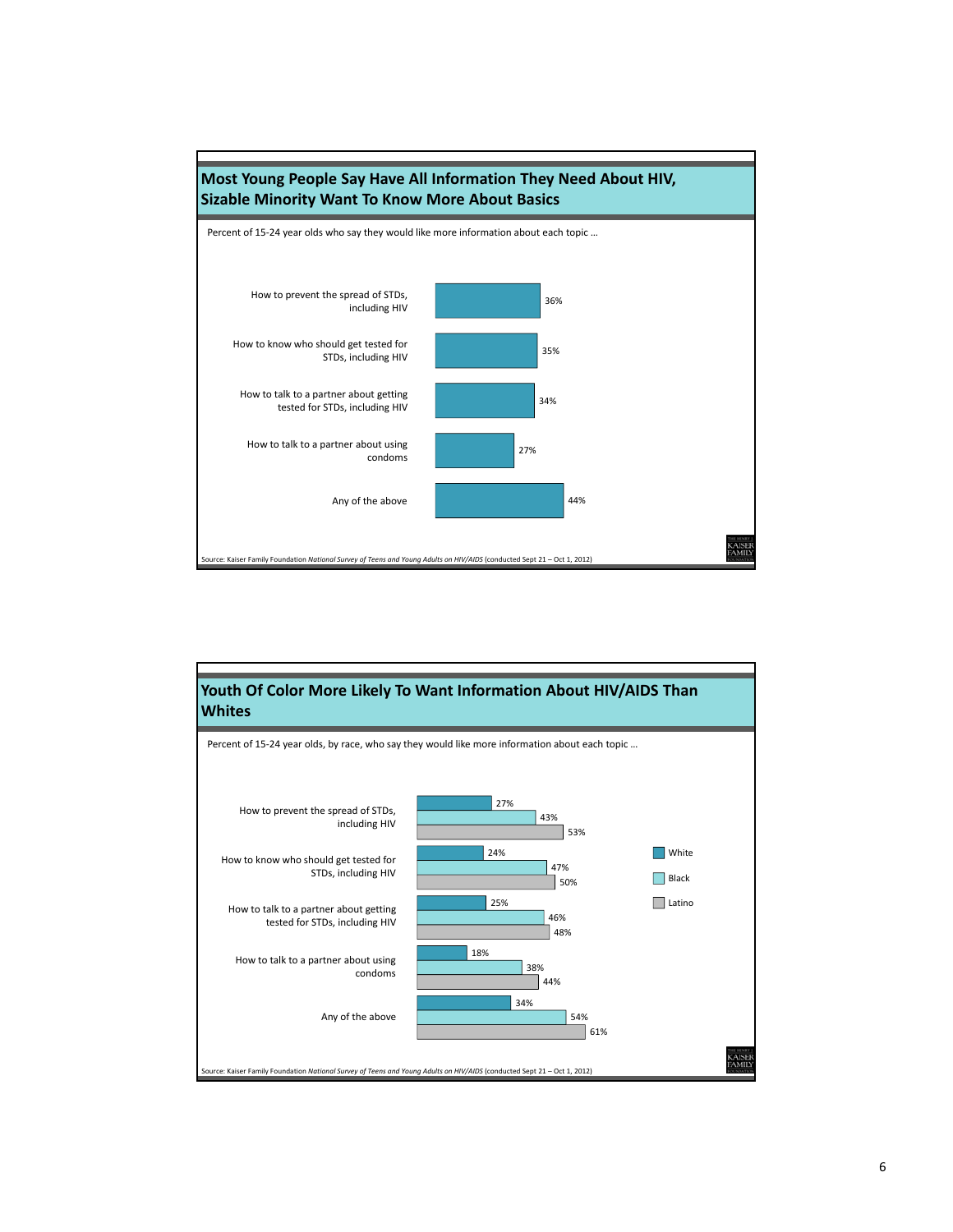## Most Young People Say Have All Information They Need About HIV, Sizable Minority Want To Know More About Basics

Percent of 15-24 year olds who say they would like more information about each topic …

| Topic | Percent |
| --- | --- |
| How to prevent the spread of STDs, including HIV | 36% |
| How to know who should get tested for STDs, including HIV | 35% |
| How to talk to a partner about getting tested for STDs, including HIV | 34% |
| How to talk to a partner about using condoms | 27% |
| Any of the above | 44% |

Source: Kaiser Family Foundation *National Survey of Teens and Young Adults on HIV/AIDS* (conducted Sept 21 – Oct 1, 2012)

## Youth Of Color More Likely To Want Information About HIV/AIDS Than Whites

Percent of 15-24 year olds, by race, who say they would like more information about each topic …

| Topic | White | Black | Latino |
| --- | --- | --- | --- |
| How to prevent the spread of STDs, including HIV | 27% | 43% | 53% |
| How to know who should get tested for STDs, including HIV | 24% | 47% | 50% |
| How to talk to a partner about getting tested for STDs, including HIV | 25% | 46% | 48% |
| How to talk to a partner about using condoms | 18% | 38% | 44% |
| Any of the above | 34% | 54% | 61% |

Source: Kaiser Family Foundation *National Survey of Teens and Young Adults on HIV/AIDS* (conducted Sept 21 – Oct 1, 2012)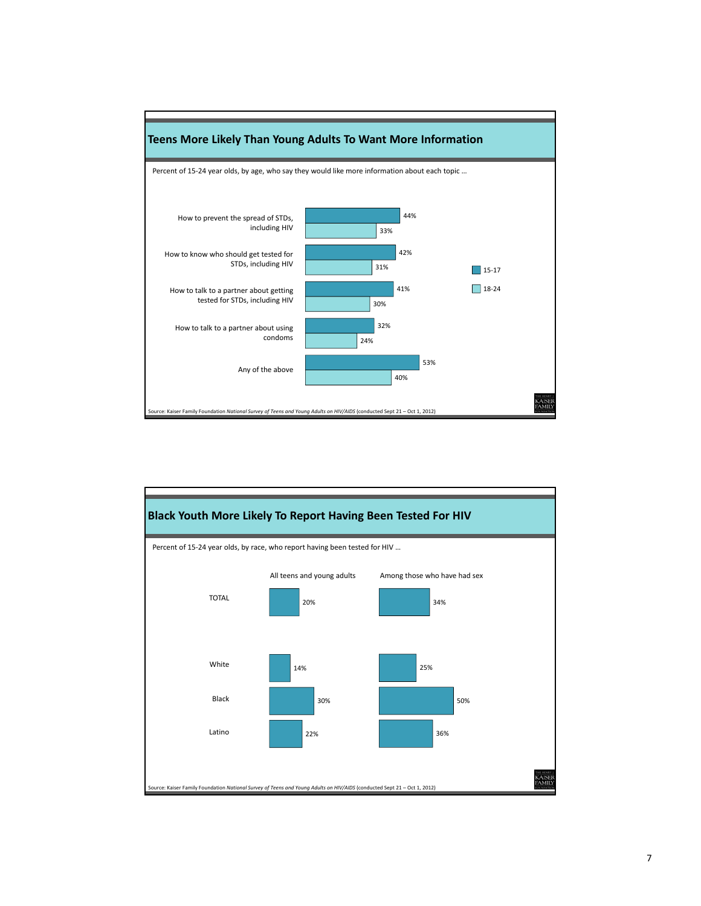## Teens More Likely Than Young Adults To Want More Information

Percent of 15-24 year olds, by age, who say they would like more information about each topic …

| Topic | 15-17 | 18-24 |
| --- | --- | --- |
| How to prevent the spread of STDs, including HIV | 44% | 33% |
| How to know who should get tested for STDs, including HIV | 42% | 31% |
| How to talk to a partner about getting tested for STDs, including HIV | 41% | 30% |
| How to talk to a partner about using condoms | 32% | 24% |
| Any of the above | 53% | 40% |

Source: Kaiser Family Foundation *National Survey of Teens and Young Adults on HIV/AIDS* (conducted Sept 21 – Oct 1, 2012)

## Black Youth More Likely To Report Having Been Tested For HIV

Percent of 15-24 year olds, by race, who report having been tested for HIV …

|  | All teens and young adults | Among those who have had sex |
| --- | --- | --- |
| TOTAL | 20% | 34% |
| White | 14% | 25% |
| Black | 30% | 50% |
| Latino | 22% | 36% |

Source: Kaiser Family Foundation *National Survey of Teens and Young Adults on HIV/AIDS* (conducted Sept 21 – Oct 1, 2012)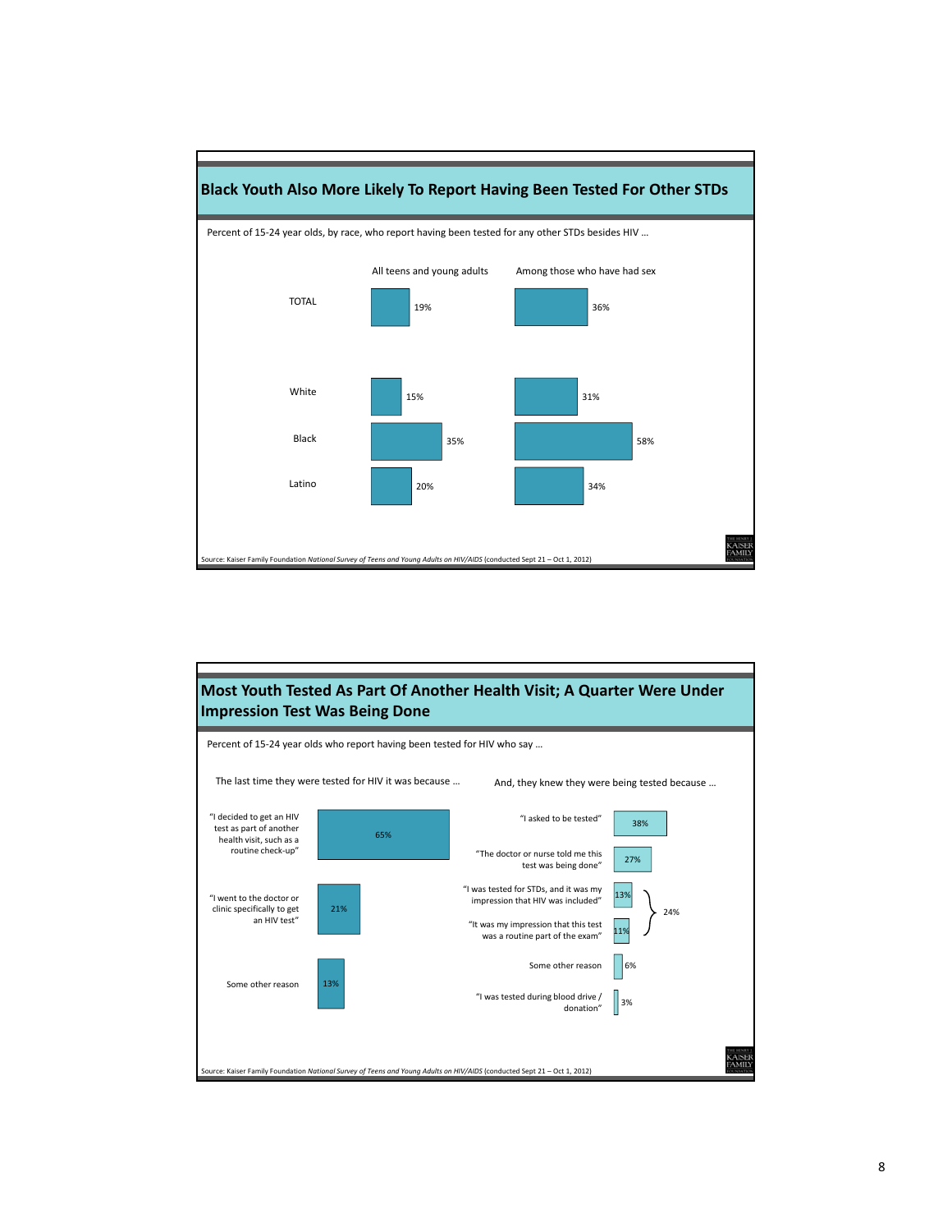## Black Youth Also More Likely To Report Having Been Tested For Other STDs

Percent of 15-24 year olds, by race, who report having been tested for any other STDs besides HIV …

| | All teens and young adults | Among those who have had sex |
|---|---|---|
| TOTAL | 19% | 36% |
| White | 15% | 31% |
| Black | 35% | 58% |
| Latino | 20% | 34% |

Source: Kaiser Family Foundation *National Survey of Teens and Young Adults on HIV/AIDS* (conducted Sept 21 – Oct 1, 2012)

## Most Youth Tested As Part Of Another Health Visit; A Quarter Were Under Impression Test Was Being Done

Percent of 15-24 year olds who report having been tested for HIV who say …

The last time they were tested for HIV it was because …

| Reason | Percent |
|---|---|
| "I decided to get an HIV test as part of another health visit, such as a routine check-up" | 65% |
| "I went to the doctor or clinic specifically to get an HIV test" | 21% |
| Some other reason | 13% |

And, they knew they were being tested because …

| Reason | Percent |
|---|---|
| "I asked to be tested" | 38% |
| "The doctor or nurse told me this test was being done" | 27% |
| "I was tested for STDs, and it was my impression that HIV was included" | 13% |
| "It was my impression that this test was a routine part of the exam" | 11% |
| *(Combined impression total)* | 24% |
| Some other reason | 6% |
| "I was tested during blood drive / donation" | 3% |

Source: Kaiser Family Foundation *National Survey of Teens and Young Adults on HIV/AIDS* (conducted Sept 21 – Oct 1, 2012)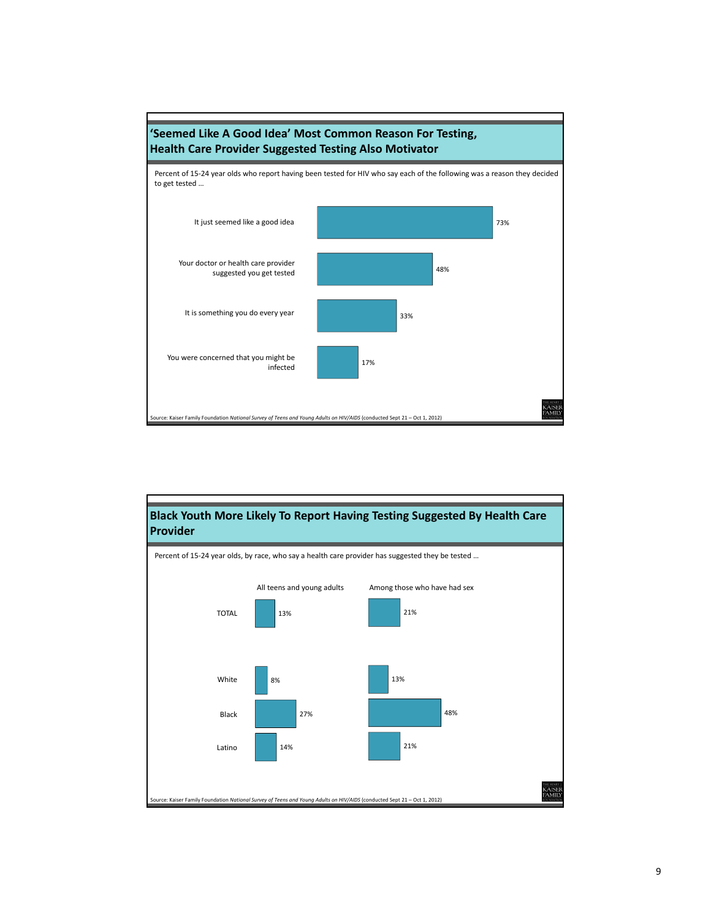## 'Seemed Like A Good Idea' Most Common Reason For Testing, Health Care Provider Suggested Testing Also Motivator

Percent of 15-24 year olds who report having been tested for HIV who say each of the following was a reason they decided to get tested …

| Reason | Percent |
| --- | --- |
| It just seemed like a good idea | 73% |
| Your doctor or health care provider suggested you get tested | 48% |
| It is something you do every year | 33% |
| You were concerned that you might be infected | 17% |

Source: Kaiser Family Foundation *National Survey of Teens and Young Adults on HIV/AIDS* (conducted Sept 21 – Oct 1, 2012)

## Black Youth More Likely To Report Having Testing Suggested By Health Care Provider

Percent of 15-24 year olds, by race, who say a health care provider has suggested they be tested …

| | All teens and young adults | Among those who have had sex |
| --- | --- | --- |
| TOTAL | 13% | 21% |
| White | 8% | 13% |
| Black | 27% | 48% |
| Latino | 14% | 21% |

Source: Kaiser Family Foundation *National Survey of Teens and Young Adults on HIV/AIDS* (conducted Sept 21 – Oct 1, 2012)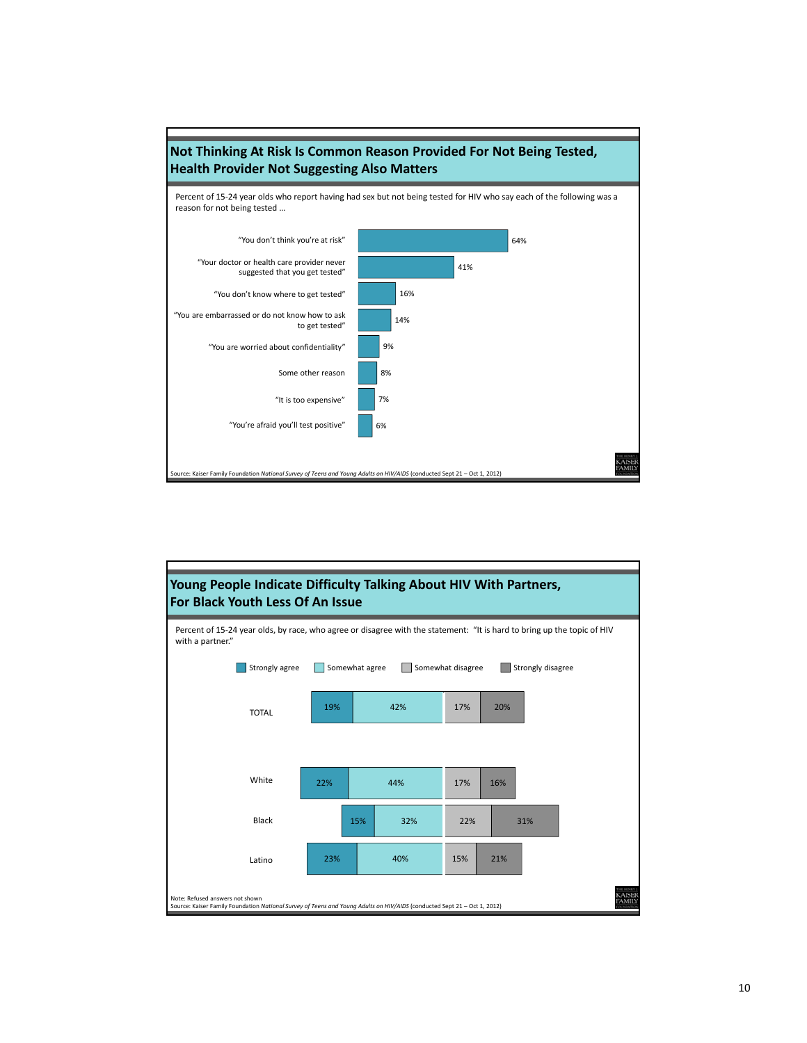## Not Thinking At Risk Is Common Reason Provided For Not Being Tested, Health Provider Not Suggesting Also Matters

Percent of 15-24 year olds who report having had sex but not being tested for HIV who say each of the following was a reason for not being tested …

| Reason | Percent |
|---|---|
| "You don't think you're at risk" | 64% |
| "Your doctor or health care provider never suggested that you get tested" | 41% |
| "You don't know where to get tested" | 16% |
| "You are embarrassed or do not know how to ask to get tested" | 14% |
| "You are worried about confidentiality" | 9% |
| Some other reason | 8% |
| "It is too expensive" | 7% |
| "You're afraid you'll test positive" | 6% |

Source: Kaiser Family Foundation *National Survey of Teens and Young Adults on HIV/AIDS* (conducted Sept 21 – Oct 1, 2012)

## Young People Indicate Difficulty Talking About HIV With Partners, For Black Youth Less Of An Issue

Percent of 15-24 year olds, by race, who agree or disagree with the statement: "It is hard to bring up the topic of HIV with a partner."

| | Strongly agree | Somewhat agree | Somewhat disagree | Strongly disagree |
|---|---|---|---|---|
| TOTAL | 19% | 42% | 17% | 20% |
| White | 22% | 44% | 17% | 16% |
| Black | 15% | 32% | 22% | 31% |
| Latino | 23% | 40% | 15% | 21% |

Note: Refused answers not shown

Source: Kaiser Family Foundation *National Survey of Teens and Young Adults on HIV/AIDS* (conducted Sept 21 – Oct 1, 2012)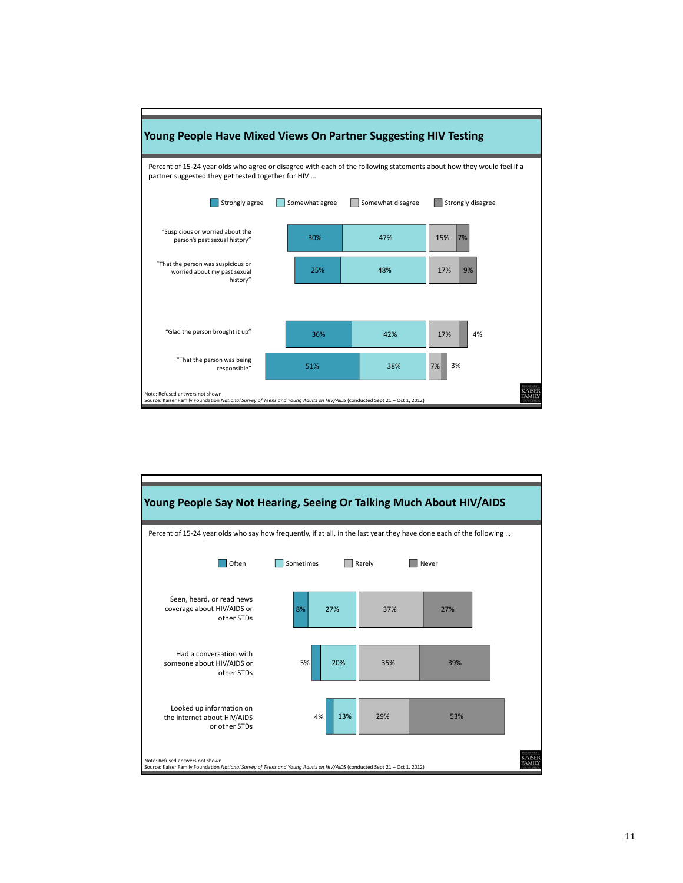## Young People Have Mixed Views On Partner Suggesting HIV Testing

Percent of 15-24 year olds who agree or disagree with each of the following statements about how they would feel if a partner suggested they get tested together for HIV …

| | Strongly agree | Somewhat agree | Somewhat disagree | Strongly disagree |
|---|---|---|---|---|
| "Suspicious or worried about the person's past sexual history" | 30% | 47% | 15% | 7% |
| "That the person was suspicious or worried about my past sexual history" | 25% | 48% | 17% | 9% |
| "Glad the person brought it up" | 36% | 42% | 17% | 4% |
| "That the person was being responsible" | 51% | 38% | 7% | 3% |

Note: Refused answers not shown
Source: Kaiser Family Foundation *National Survey of Teens and Young Adults on HIV/AIDS* (conducted Sept 21 – Oct 1, 2012)

## Young People Say Not Hearing, Seeing Or Talking Much About HIV/AIDS

Percent of 15-24 year olds who say how frequently, if at all, in the last year they have done each of the following …

| | Often | Sometimes | Rarely | Never |
|---|---|---|---|---|
| Seen, heard, or read news coverage about HIV/AIDS or other STDs | 8% | 27% | 37% | 27% |
| Had a conversation with someone about HIV/AIDS or other STDs | 5% | 20% | 35% | 39% |
| Looked up information on the internet about HIV/AIDS or other STDs | 4% | 13% | 29% | 53% |

Note: Refused answers not shown
Source: Kaiser Family Foundation *National Survey of Teens and Young Adults on HIV/AIDS* (conducted Sept 21 – Oct 1, 2012)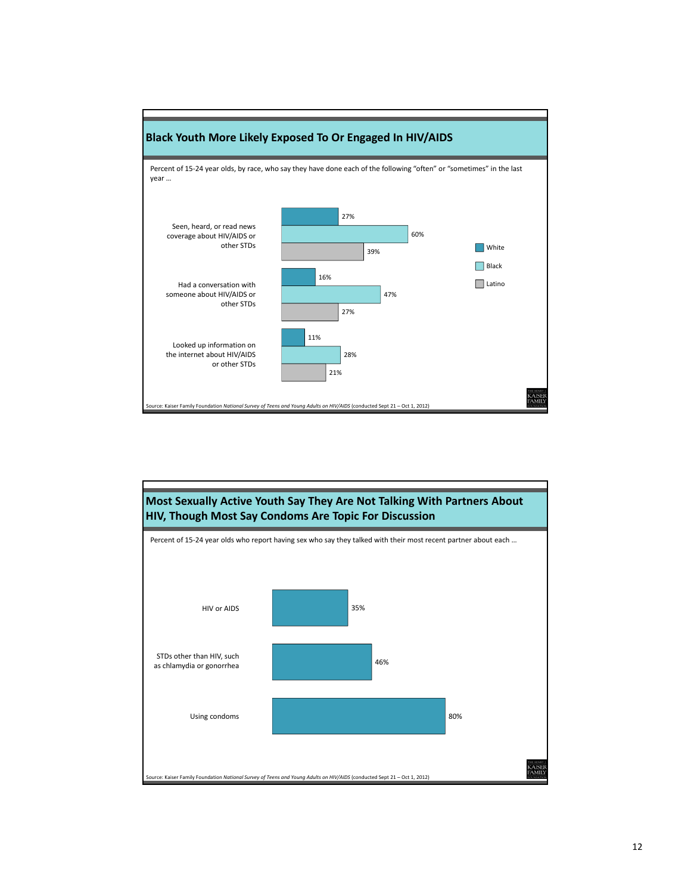## Black Youth More Likely Exposed To Or Engaged In HIV/AIDS

Percent of 15-24 year olds, by race, who say they have done each of the following "often" or "sometimes" in the last year …

| | White | Black | Latino |
|---|---|---|---|
| Seen, heard, or read news coverage about HIV/AIDS or other STDs | 27% | 60% | 39% |
| Had a conversation with someone about HIV/AIDS or other STDs | 16% | 47% | 27% |
| Looked up information on the internet about HIV/AIDS or other STDs | 11% | 28% | 21% |

Source: Kaiser Family Foundation *National Survey of Teens and Young Adults on HIV/AIDS* (conducted Sept 21 – Oct 1, 2012)

## Most Sexually Active Youth Say They Are Not Talking With Partners About HIV, Though Most Say Condoms Are Topic For Discussion

Percent of 15-24 year olds who report having sex who say they talked with their most recent partner about each …

| | Percent |
|---|---|
| HIV or AIDS | 35% |
| STDs other than HIV, such as chlamydia or gonorrhea | 46% |
| Using condoms | 80% |

Source: Kaiser Family Foundation *National Survey of Teens and Young Adults on HIV/AIDS* (conducted Sept 21 – Oct 1, 2012)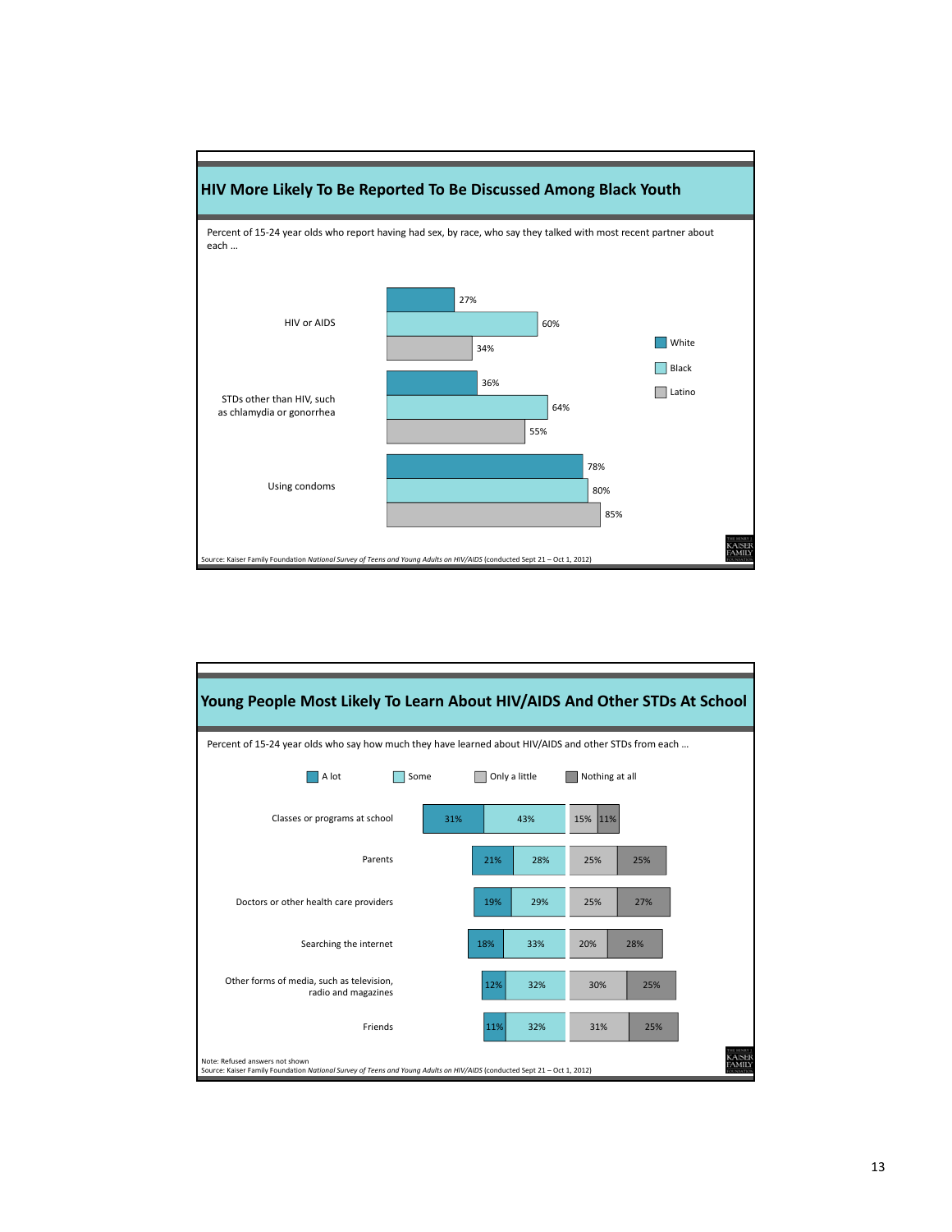## HIV More Likely To Be Reported To Be Discussed Among Black Youth

Percent of 15-24 year olds who report having had sex, by race, who say they talked with most recent partner about each …

| | White | Black | Latino |
|---|---|---|---|
| HIV or AIDS | 27% | 60% | 34% |
| STDs other than HIV, such as chlamydia or gonorrhea | 36% | 64% | 55% |
| Using condoms | 78% | 80% | 85% |

Source: Kaiser Family Foundation *National Survey of Teens and Young Adults on HIV/AIDS* (conducted Sept 21 – Oct 1, 2012)

## Young People Most Likely To Learn About HIV/AIDS And Other STDs At School

Percent of 15-24 year olds who say how much they have learned about HIV/AIDS and other STDs from each …

| | A lot | Some | Only a little | Nothing at all |
|---|---|---|---|---|
| Classes or programs at school | 31% | 43% | 15% | 11% |
| Parents | 21% | 28% | 25% | 25% |
| Doctors or other health care providers | 19% | 29% | 25% | 27% |
| Searching the internet | 18% | 33% | 20% | 28% |
| Other forms of media, such as television, radio and magazines | 12% | 32% | 30% | 25% |
| Friends | 11% | 32% | 31% | 25% |

Note: Refused answers not shown
Source: Kaiser Family Foundation *National Survey of Teens and Young Adults on HIV/AIDS* (conducted Sept 21 – Oct 1, 2012)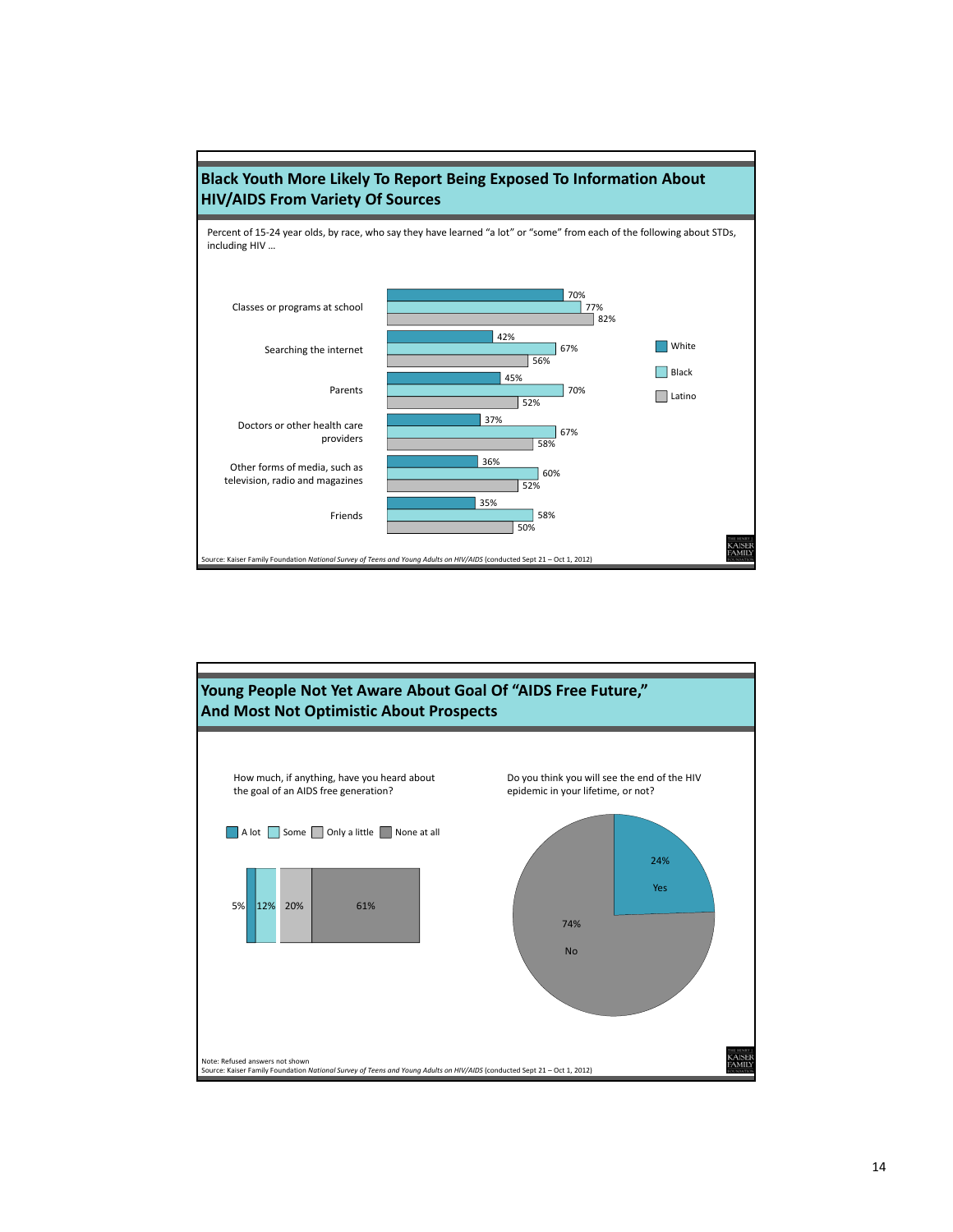## Black Youth More Likely To Report Being Exposed To Information About HIV/AIDS From Variety Of Sources

Percent of 15-24 year olds, by race, who say they have learned "a lot" or "some" from each of the following about STDs, including HIV …

| | White | Black | Latino |
|---|---|---|---|
| Classes or programs at school | 70% | 77% | 82% |
| Searching the internet | 42% | 67% | 56% |
| Parents | 45% | 70% | 52% |
| Doctors or other health care providers | 37% | 67% | 58% |
| Other forms of media, such as television, radio and magazines | 36% | 60% | 52% |
| Friends | 35% | 58% | 50% |

Source: Kaiser Family Foundation *National Survey of Teens and Young Adults on HIV/AIDS* (conducted Sept 21 – Oct 1, 2012)

## Young People Not Yet Aware About Goal Of "AIDS Free Future," And Most Not Optimistic About Prospects

How much, if anything, have you heard about the goal of an AIDS free generation?

| A lot | Some | Only a little | None at all |
|---|---|---|---|
| 5% | 12% | 20% | 61% |

Do you think you will see the end of the HIV epidemic in your lifetime, or not?

| Yes | No |
|---|---|
| 24% | 74% |

Note: Refused answers not shown
Source: Kaiser Family Foundation *National Survey of Teens and Young Adults on HIV/AIDS* (conducted Sept 21 – Oct 1, 2012)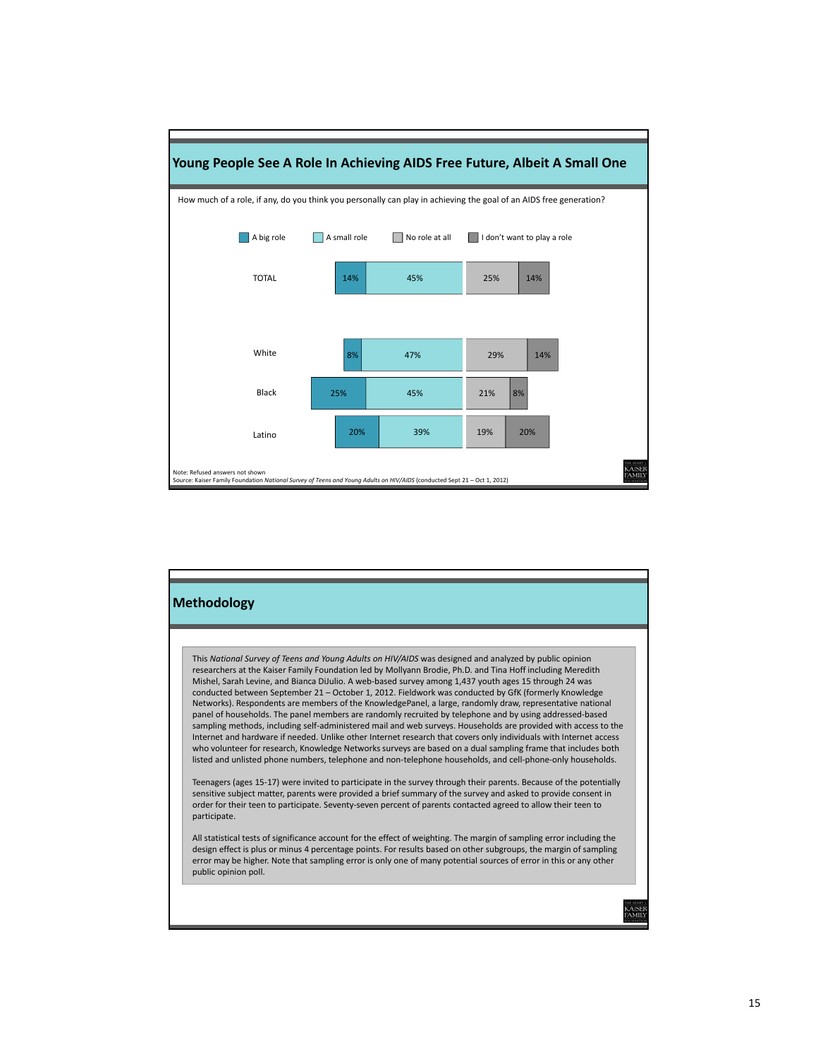## Young People See A Role In Achieving AIDS Free Future, Albeit A Small One

How much of a role, if any, do you think you personally can play in achieving the goal of an AIDS free generation?

| | A big role | A small role | No role at all | I don't want to play a role |
|---|---|---|---|---|
| TOTAL | 14% | 45% | 25% | 14% |
| White | 8% | 47% | 29% | 14% |
| Black | 25% | 45% | 21% | 8% |
| Latino | 20% | 39% | 19% | 20% |

Note: Refused answers not shown
Source: Kaiser Family Foundation *National Survey of Teens and Young Adults on HIV/AIDS* (conducted Sept 21 – Oct 1, 2012)

## Methodology

This *National Survey of Teens and Young Adults on HIV/AIDS* was designed and analyzed by public opinion researchers at the Kaiser Family Foundation led by Mollyann Brodie, Ph.D. and Tina Hoff including Meredith Mishel, Sarah Levine, and Bianca DiJulio. A web-based survey among 1,437 youth ages 15 through 24 was conducted between September 21 – October 1, 2012. Fieldwork was conducted by GfK (formerly Knowledge Networks). Respondents are members of the KnowledgePanel, a large, randomly draw, representative national panel of households. The panel members are randomly recruited by telephone and by using addressed-based sampling methods, including self-administered mail and web surveys. Households are provided with access to the Internet and hardware if needed. Unlike other Internet research that covers only individuals with Internet access who volunteer for research, Knowledge Networks surveys are based on a dual sampling frame that includes both listed and unlisted phone numbers, telephone and non-telephone households, and cell-phone-only households.

Teenagers (ages 15-17) were invited to participate in the survey through their parents. Because of the potentially sensitive subject matter, parents were provided a brief summary of the survey and asked to provide consent in order for their teen to participate. Seventy-seven percent of parents contacted agreed to allow their teen to participate.

All statistical tests of significance account for the effect of weighting. The margin of sampling error including the design effect is plus or minus 4 percentage points. For results based on other subgroups, the margin of sampling error may be higher. Note that sampling error is only one of many potential sources of error in this or any other public opinion poll.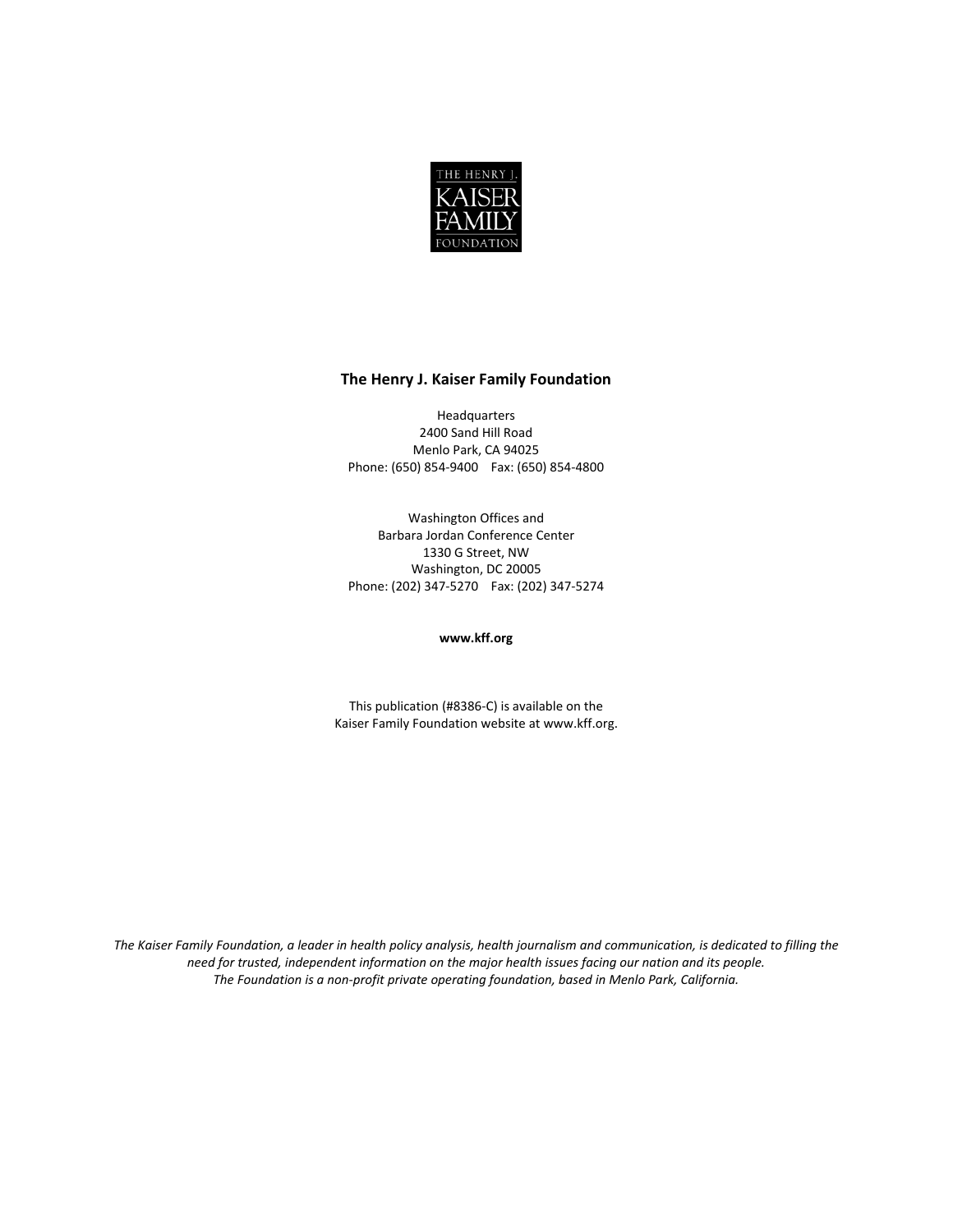THE HENRY J.
KAISER
FAMILY
FOUNDATION

**The Henry J. Kaiser Family Foundation**

Headquarters
2400 Sand Hill Road
Menlo Park, CA 94025
Phone: (650) 854-9400    Fax: (650) 854-4800

Washington Offices and
Barbara Jordan Conference Center
1330 G Street, NW
Washington, DC 20005
Phone: (202) 347-5270    Fax: (202) 347-5274

**www.kff.org**

This publication (#8386-C) is available on the
Kaiser Family Foundation website at www.kff.org.

*The Kaiser Family Foundation, a leader in health policy analysis, health journalism and communication, is dedicated to filling the need for trusted, independent information on the major health issues facing our nation and its people.*
*The Foundation is a non-profit private operating foundation, based in Menlo Park, California.*